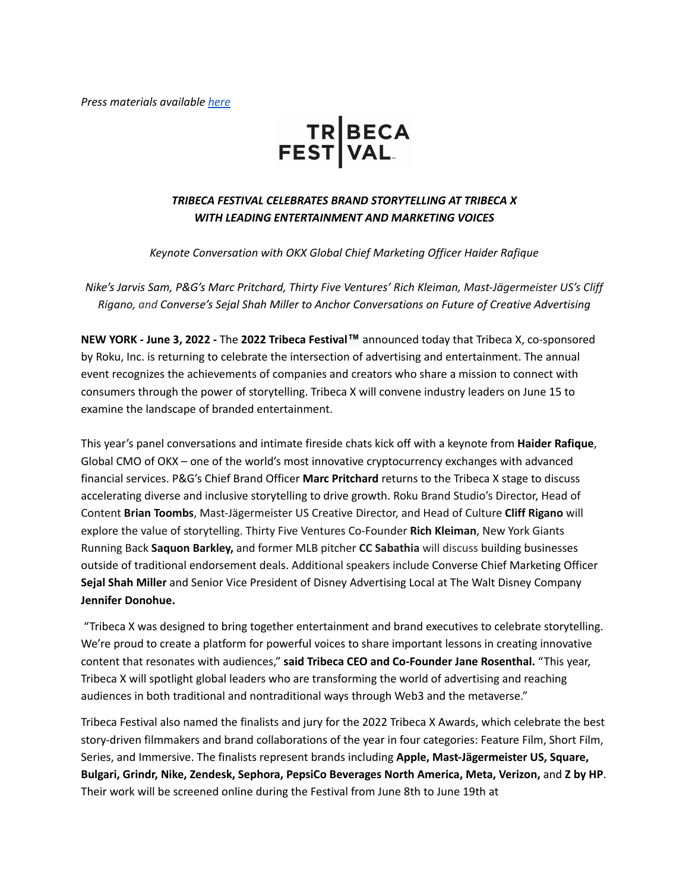*Press materials available [here]()*

TRIBECA FESTIVAL

### *TRIBECA FESTIVAL CELEBRATES BRAND STORYTELLING AT TRIBECA X WITH LEADING ENTERTAINMENT AND MARKETING VOICES*

*Keynote Conversation with OKX Global Chief Marketing Officer Haider Rafique*

*Nike's Jarvis Sam, P&G's Marc Pritchard, Thirty Five Ventures' Rich Kleiman, Mast-Jägermeister US's Cliff Rigano, and Converse's Sejal Shah Miller to Anchor Conversations on Future of Creative Advertising*

**NEW YORK - June 3, 2022 -** The **2022 Tribeca Festival™** announced today that Tribeca X, co-sponsored by Roku, Inc. is returning to celebrate the intersection of advertising and entertainment. The annual event recognizes the achievements of companies and creators who share a mission to connect with consumers through the power of storytelling. Tribeca X will convene industry leaders on June 15 to examine the landscape of branded entertainment.

This year's panel conversations and intimate fireside chats kick off with a keynote from **Haider Rafique**, Global CMO of OKX – one of the world's most innovative cryptocurrency exchanges with advanced financial services. P&G's Chief Brand Officer **Marc Pritchard** returns to the Tribeca X stage to discuss accelerating diverse and inclusive storytelling to drive growth. Roku Brand Studio's Director, Head of Content **Brian Toombs**, Mast-Jägermeister US Creative Director, and Head of Culture **Cliff Rigano** will explore the value of storytelling. Thirty Five Ventures Co-Founder **Rich Kleiman**, New York Giants Running Back **Saquon Barkley,** and former MLB pitcher **CC Sabathia** will discuss building businesses outside of traditional endorsement deals. Additional speakers include Converse Chief Marketing Officer **Sejal Shah Miller** and Senior Vice President of Disney Advertising Local at The Walt Disney Company **Jennifer Donohue.**

"Tribeca X was designed to bring together entertainment and brand executives to celebrate storytelling. We're proud to create a platform for powerful voices to share important lessons in creating innovative content that resonates with audiences," **said Tribeca CEO and Co-Founder Jane Rosenthal.** "This year, Tribeca X will spotlight global leaders who are transforming the world of advertising and reaching audiences in both traditional and nontraditional ways through Web3 and the metaverse."

Tribeca Festival also named the finalists and jury for the 2022 Tribeca X Awards, which celebrate the best story-driven filmmakers and brand collaborations of the year in four categories: Feature Film, Short Film, Series, and Immersive. The finalists represent brands including **Apple, Mast-Jägermeister US, Square, Bulgari, Grindr, Nike, Zendesk, Sephora, PepsiCo Beverages North America, Meta, Verizon,** and **Z by HP**. Their work will be screened online during the Festival from June 8th to June 19th at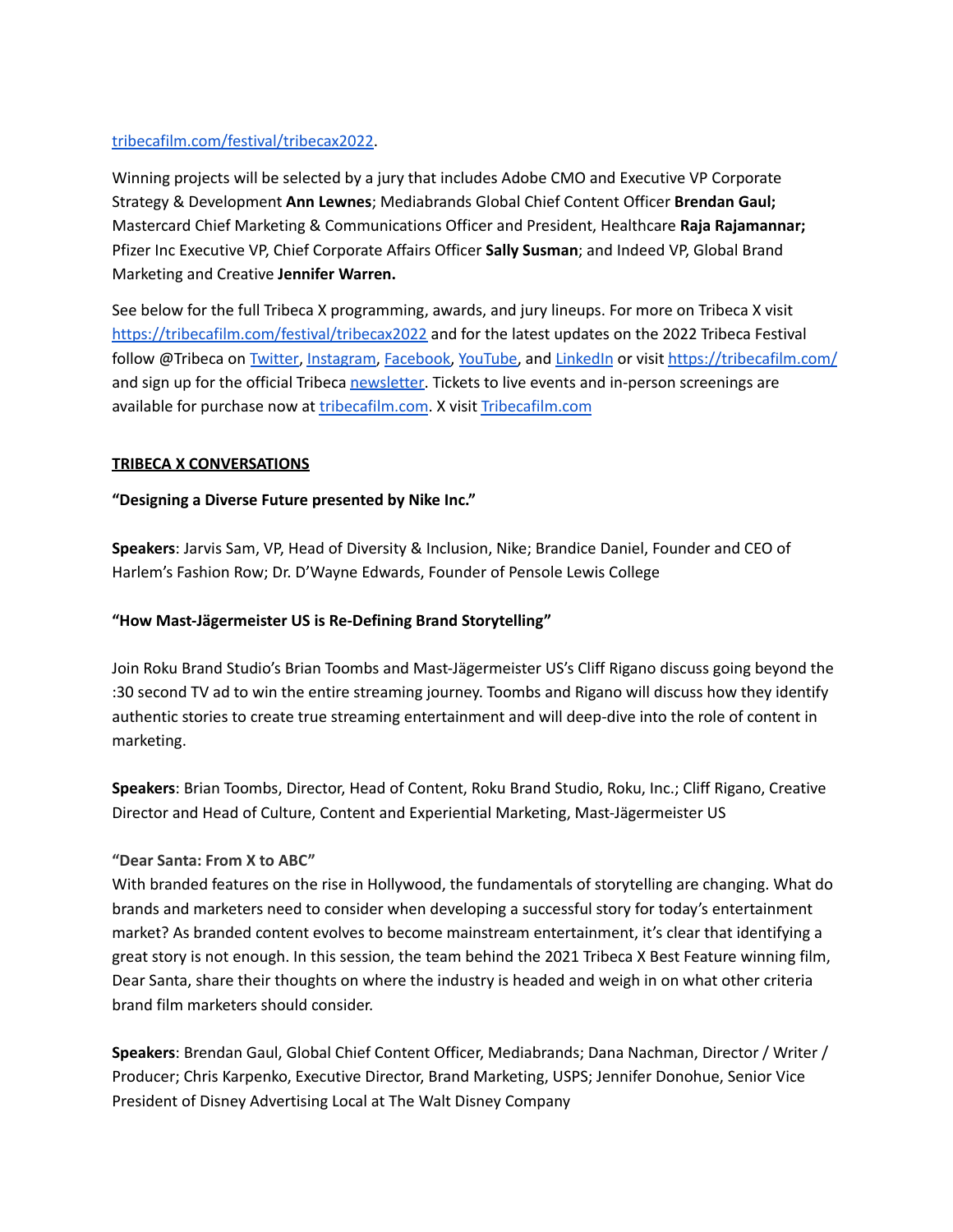tribecafilm.com/festival/tribecax2022.

Winning projects will be selected by a jury that includes Adobe CMO and Executive VP Corporate Strategy & Development **Ann Lewnes**; Mediabrands Global Chief Content Officer **Brendan Gaul;** Mastercard Chief Marketing & Communications Officer and President, Healthcare **Raja Rajamannar;** Pfizer Inc Executive VP, Chief Corporate Affairs Officer **Sally Susman**; and Indeed VP, Global Brand Marketing and Creative **Jennifer Warren.**

See below for the full Tribeca X programming, awards, and jury lineups. For more on Tribeca X visit https://tribecafilm.com/festival/tribecax2022 and for the latest updates on the 2022 Tribeca Festival follow @Tribeca on Twitter, Instagram, Facebook, YouTube, and LinkedIn or visit https://tribecafilm.com/ and sign up for the official Tribeca newsletter. Tickets to live events and in-person screenings are available for purchase now at tribecafilm.com. X visit Tribecafilm.com

**TRIBECA X CONVERSATIONS**

**"Designing a Diverse Future presented by Nike Inc."**

**Speakers**: Jarvis Sam, VP, Head of Diversity & Inclusion, Nike; Brandice Daniel, Founder and CEO of Harlem's Fashion Row; Dr. D'Wayne Edwards, Founder of Pensole Lewis College

**"How Mast-Jägermeister US is Re-Defining Brand Storytelling"**

Join Roku Brand Studio's Brian Toombs and Mast-Jägermeister US's Cliff Rigano discuss going beyond the :30 second TV ad to win the entire streaming journey. Toombs and Rigano will discuss how they identify authentic stories to create true streaming entertainment and will deep-dive into the role of content in marketing.

**Speakers**: Brian Toombs, Director, Head of Content, Roku Brand Studio, Roku, Inc.; Cliff Rigano, Creative Director and Head of Culture, Content and Experiential Marketing, Mast-Jägermeister US

**"Dear Santa: From X to ABC"**

With branded features on the rise in Hollywood, the fundamentals of storytelling are changing. What do brands and marketers need to consider when developing a successful story for today's entertainment market? As branded content evolves to become mainstream entertainment, it's clear that identifying a great story is not enough. In this session, the team behind the 2021 Tribeca X Best Feature winning film, Dear Santa, share their thoughts on where the industry is headed and weigh in on what other criteria brand film marketers should consider.

**Speakers**: Brendan Gaul, Global Chief Content Officer, Mediabrands; Dana Nachman, Director / Writer / Producer; Chris Karpenko, Executive Director, Brand Marketing, USPS; Jennifer Donohue, Senior Vice President of Disney Advertising Local at The Walt Disney Company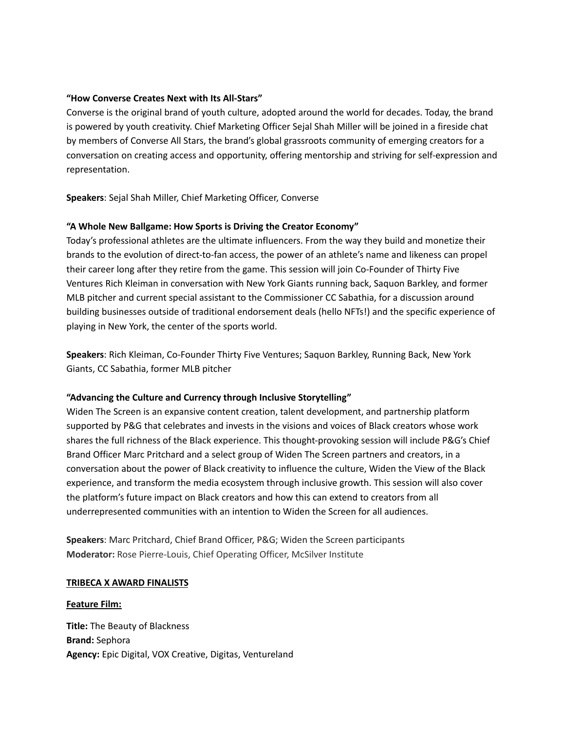**“How Converse Creates Next with Its All-Stars”**
Converse is the original brand of youth culture, adopted around the world for decades. Today, the brand is powered by youth creativity. Chief Marketing Officer Sejal Shah Miller will be joined in a fireside chat by members of Converse All Stars, the brand’s global grassroots community of emerging creators for a conversation on creating access and opportunity, offering mentorship and striving for self-expression and representation.

**Speakers**: Sejal Shah Miller, Chief Marketing Officer, Converse

**“A Whole New Ballgame: How Sports is Driving the Creator Economy”**
Today’s professional athletes are the ultimate influencers. From the way they build and monetize their brands to the evolution of direct-to-fan access, the power of an athlete’s name and likeness can propel their career long after they retire from the game. This session will join Co-Founder of Thirty Five Ventures Rich Kleiman in conversation with New York Giants running back, Saquon Barkley, and former MLB pitcher and current special assistant to the Commissioner CC Sabathia, for a discussion around building businesses outside of traditional endorsement deals (hello NFTs!) and the specific experience of playing in New York, the center of the sports world.

**Speakers**: Rich Kleiman, Co-Founder Thirty Five Ventures; Saquon Barkley, Running Back, New York Giants, CC Sabathia, former MLB pitcher

**“Advancing the Culture and Currency through Inclusive Storytelling”**
Widen The Screen is an expansive content creation, talent development, and partnership platform supported by P&G that celebrates and invests in the visions and voices of Black creators whose work shares the full richness of the Black experience. This thought-provoking session will include P&G’s Chief Brand Officer Marc Pritchard and a select group of Widen The Screen partners and creators, in a conversation about the power of Black creativity to influence the culture, Widen the View of the Black experience, and transform the media ecosystem through inclusive growth. This session will also cover the platform’s future impact on Black creators and how this can extend to creators from all underrepresented communities with an intention to Widen the Screen for all audiences.

**Speakers**: Marc Pritchard, Chief Brand Officer, P&G; Widen the Screen participants
**Moderator:** Rose Pierre-Louis, Chief Operating Officer, McSilver Institute

**TRIBECA X AWARD FINALISTS**

**Feature Film:**

**Title:** The Beauty of Blackness
**Brand:** Sephora
**Agency:** Epic Digital, VOX Creative, Digitas, Ventureland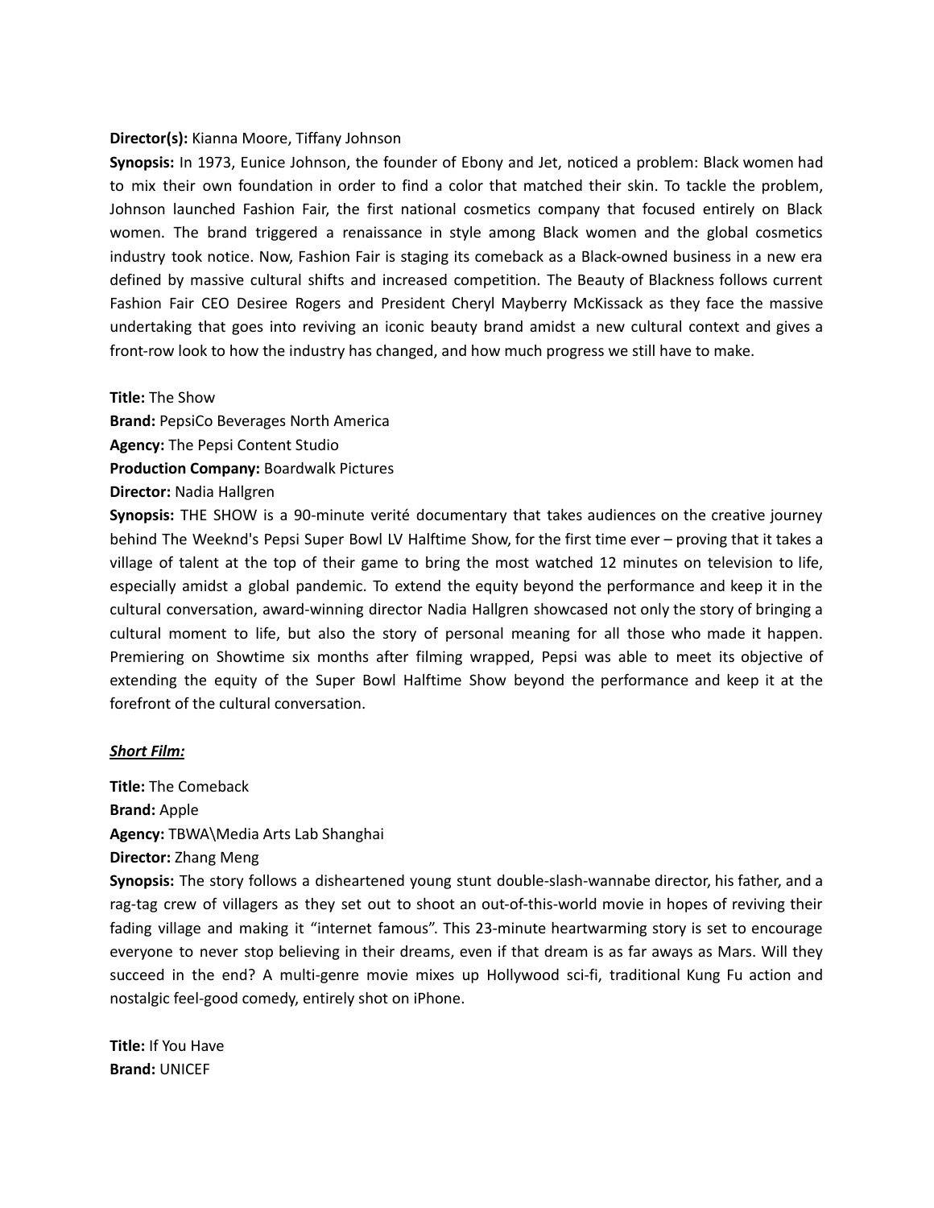**Director(s):** Kianna Moore, Tiffany Johnson

**Synopsis:** In 1973, Eunice Johnson, the founder of Ebony and Jet, noticed a problem: Black women had to mix their own foundation in order to find a color that matched their skin. To tackle the problem, Johnson launched Fashion Fair, the first national cosmetics company that focused entirely on Black women. The brand triggered a renaissance in style among Black women and the global cosmetics industry took notice. Now, Fashion Fair is staging its comeback as a Black-owned business in a new era defined by massive cultural shifts and increased competition. The Beauty of Blackness follows current Fashion Fair CEO Desiree Rogers and President Cheryl Mayberry McKissack as they face the massive undertaking that goes into reviving an iconic beauty brand amidst a new cultural context and gives a front-row look to how the industry has changed, and how much progress we still have to make.

**Title:** The Show

**Brand:** PepsiCo Beverages North America

**Agency:** The Pepsi Content Studio

**Production Company:** Boardwalk Pictures

**Director:** Nadia Hallgren

**Synopsis:** THE SHOW is a 90-minute verité documentary that takes audiences on the creative journey behind The Weeknd's Pepsi Super Bowl LV Halftime Show, for the first time ever – proving that it takes a village of talent at the top of their game to bring the most watched 12 minutes on television to life, especially amidst a global pandemic. To extend the equity beyond the performance and keep it in the cultural conversation, award-winning director Nadia Hallgren showcased not only the story of bringing a cultural moment to life, but also the story of personal meaning for all those who made it happen. Premiering on Showtime six months after filming wrapped, Pepsi was able to meet its objective of extending the equity of the Super Bowl Halftime Show beyond the performance and keep it at the forefront of the cultural conversation.

***Short Film:***

**Title:** The Comeback

**Brand:** Apple

**Agency:** TBWA\Media Arts Lab Shanghai

**Director:** Zhang Meng

**Synopsis:** The story follows a disheartened young stunt double-slash-wannabe director, his father, and a rag-tag crew of villagers as they set out to shoot an out-of-this-world movie in hopes of reviving their fading village and making it "internet famous". This 23-minute heartwarming story is set to encourage everyone to never stop believing in their dreams, even if that dream is as far aways as Mars. Will they succeed in the end? A multi-genre movie mixes up Hollywood sci-fi, traditional Kung Fu action and nostalgic feel-good comedy, entirely shot on iPhone.

**Title:** If You Have

**Brand:** UNICEF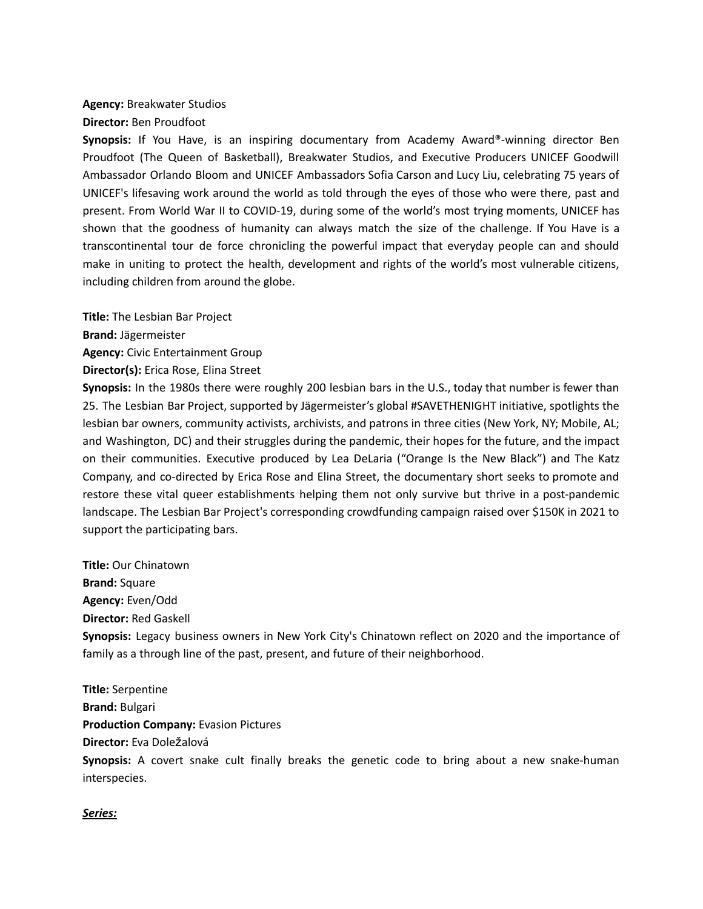**Agency:** Breakwater Studios

**Director:** Ben Proudfoot

**Synopsis:** If You Have, is an inspiring documentary from Academy Award®-winning director Ben Proudfoot (The Queen of Basketball), Breakwater Studios, and Executive Producers UNICEF Goodwill Ambassador Orlando Bloom and UNICEF Ambassadors Sofia Carson and Lucy Liu, celebrating 75 years of UNICEF's lifesaving work around the world as told through the eyes of those who were there, past and present. From World War II to COVID-19, during some of the world's most trying moments, UNICEF has shown that the goodness of humanity can always match the size of the challenge. If You Have is a transcontinental tour de force chronicling the powerful impact that everyday people can and should make in uniting to protect the health, development and rights of the world's most vulnerable citizens, including children from around the globe.

**Title:** The Lesbian Bar Project

**Brand:** Jägermeister

**Agency:** Civic Entertainment Group

**Director(s):** Erica Rose, Elina Street

**Synopsis:** In the 1980s there were roughly 200 lesbian bars in the U.S., today that number is fewer than 25. The Lesbian Bar Project, supported by Jägermeister's global #SAVETHENIGHT initiative, spotlights the lesbian bar owners, community activists, archivists, and patrons in three cities (New York, NY; Mobile, AL; and Washington, DC) and their struggles during the pandemic, their hopes for the future, and the impact on their communities. Executive produced by Lea DeLaria ("Orange Is the New Black") and The Katz Company, and co-directed by Erica Rose and Elina Street, the documentary short seeks to promote and restore these vital queer establishments helping them not only survive but thrive in a post-pandemic landscape. The Lesbian Bar Project's corresponding crowdfunding campaign raised over $150K in 2021 to support the participating bars.

**Title:** Our Chinatown

**Brand:** Square

**Agency:** Even/Odd

**Director:** Red Gaskell

**Synopsis:** Legacy business owners in New York City's Chinatown reflect on 2020 and the importance of family as a through line of the past, present, and future of their neighborhood.

**Title:** Serpentine

**Brand:** Bulgari

**Production Company:** Evasion Pictures

**Director:** Eva Doležalová

**Synopsis:** A covert snake cult finally breaks the genetic code to bring about a new snake-human interspecies.

***Series:***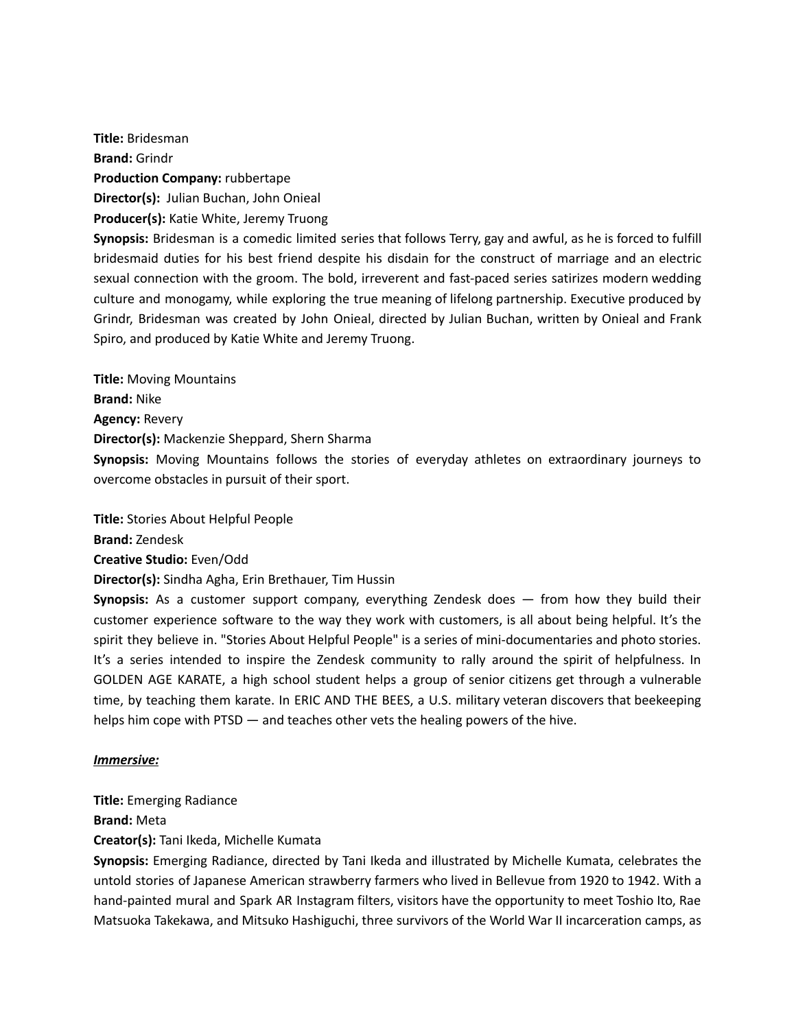**Title:** Bridesman

**Brand:** Grindr

**Production Company:** rubbertape

**Director(s):** Julian Buchan, John Onieal

**Producer(s):** Katie White, Jeremy Truong

**Synopsis:** Bridesman is a comedic limited series that follows Terry, gay and awful, as he is forced to fulfill bridesmaid duties for his best friend despite his disdain for the construct of marriage and an electric sexual connection with the groom. The bold, irreverent and fast-paced series satirizes modern wedding culture and monogamy, while exploring the true meaning of lifelong partnership. Executive produced by Grindr, Bridesman was created by John Onieal, directed by Julian Buchan, written by Onieal and Frank Spiro, and produced by Katie White and Jeremy Truong.

**Title:** Moving Mountains

**Brand:** Nike

**Agency:** Revery

**Director(s):** Mackenzie Sheppard, Shern Sharma

**Synopsis:** Moving Mountains follows the stories of everyday athletes on extraordinary journeys to overcome obstacles in pursuit of their sport.

**Title:** Stories About Helpful People

**Brand:** Zendesk

**Creative Studio:** Even/Odd

**Director(s):** Sindha Agha, Erin Brethauer, Tim Hussin

**Synopsis:** As a customer support company, everything Zendesk does — from how they build their customer experience software to the way they work with customers, is all about being helpful. It's the spirit they believe in. "Stories About Helpful People" is a series of mini-documentaries and photo stories. It's a series intended to inspire the Zendesk community to rally around the spirit of helpfulness. In GOLDEN AGE KARATE, a high school student helps a group of senior citizens get through a vulnerable time, by teaching them karate. In ERIC AND THE BEES, a U.S. military veteran discovers that beekeeping helps him cope with PTSD — and teaches other vets the healing powers of the hive.

***Immersive:***

**Title:** Emerging Radiance

**Brand:** Meta

**Creator(s):** Tani Ikeda, Michelle Kumata

**Synopsis:** Emerging Radiance, directed by Tani Ikeda and illustrated by Michelle Kumata, celebrates the untold stories of Japanese American strawberry farmers who lived in Bellevue from 1920 to 1942. With a hand-painted mural and Spark AR Instagram filters, visitors have the opportunity to meet Toshio Ito, Rae Matsuoka Takekawa, and Mitsuko Hashiguchi, three survivors of the World War II incarceration camps, as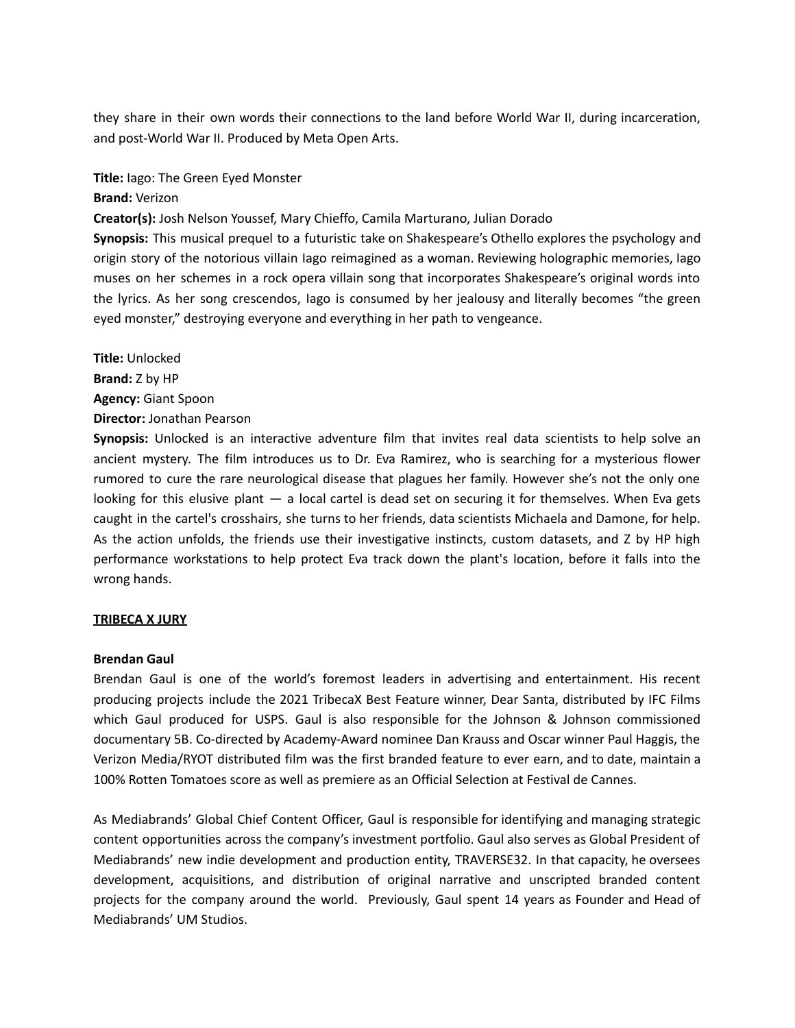they share in their own words their connections to the land before World War II, during incarceration, and post-World War II. Produced by Meta Open Arts.

**Title:** Iago: The Green Eyed Monster
**Brand:** Verizon
**Creator(s):** Josh Nelson Youssef, Mary Chieffo, Camila Marturano, Julian Dorado
**Synopsis:** This musical prequel to a futuristic take on Shakespeare's Othello explores the psychology and origin story of the notorious villain Iago reimagined as a woman. Reviewing holographic memories, Iago muses on her schemes in a rock opera villain song that incorporates Shakespeare's original words into the lyrics. As her song crescendos, Iago is consumed by her jealousy and literally becomes "the green eyed monster," destroying everyone and everything in her path to vengeance.

**Title:** Unlocked
**Brand:** Z by HP
**Agency:** Giant Spoon
**Director:** Jonathan Pearson
**Synopsis:** Unlocked is an interactive adventure film that invites real data scientists to help solve an ancient mystery. The film introduces us to Dr. Eva Ramirez, who is searching for a mysterious flower rumored to cure the rare neurological disease that plagues her family. However she's not the only one looking for this elusive plant — a local cartel is dead set on securing it for themselves. When Eva gets caught in the cartel's crosshairs, she turns to her friends, data scientists Michaela and Damone, for help. As the action unfolds, the friends use their investigative instincts, custom datasets, and Z by HP high performance workstations to help protect Eva track down the plant's location, before it falls into the wrong hands.

## TRIBECA X JURY

**Brendan Gaul**
Brendan Gaul is one of the world's foremost leaders in advertising and entertainment. His recent producing projects include the 2021 TribecaX Best Feature winner, Dear Santa, distributed by IFC Films which Gaul produced for USPS. Gaul is also responsible for the Johnson & Johnson commissioned documentary 5B. Co-directed by Academy-Award nominee Dan Krauss and Oscar winner Paul Haggis, the Verizon Media/RYOT distributed film was the first branded feature to ever earn, and to date, maintain a 100% Rotten Tomatoes score as well as premiere as an Official Selection at Festival de Cannes.

As Mediabrands' Global Chief Content Officer, Gaul is responsible for identifying and managing strategic content opportunities across the company's investment portfolio. Gaul also serves as Global President of Mediabrands' new indie development and production entity, TRAVERSE32. In that capacity, he oversees development, acquisitions, and distribution of original narrative and unscripted branded content projects for the company around the world. Previously, Gaul spent 14 years as Founder and Head of Mediabrands' UM Studios.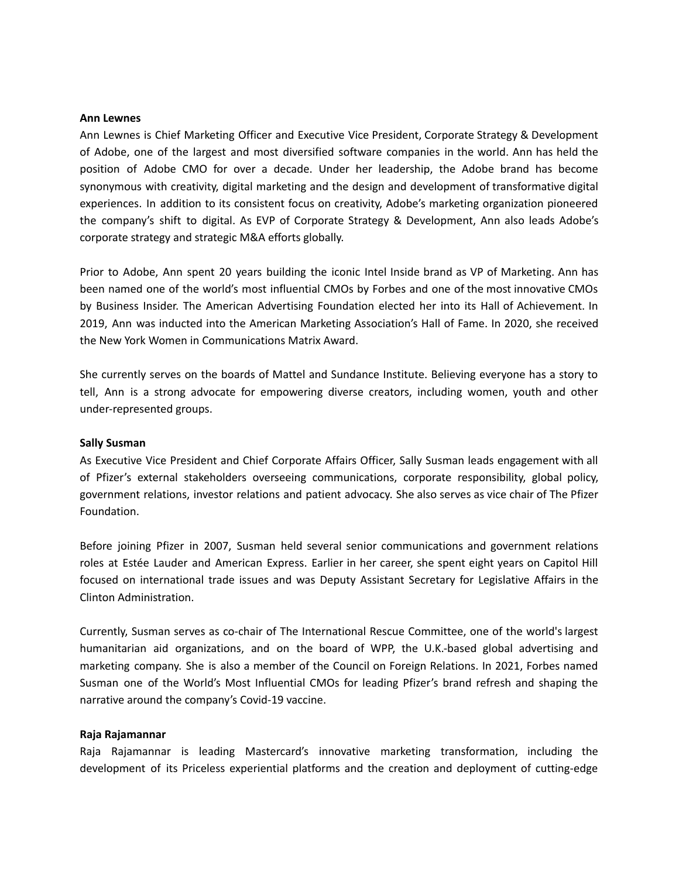**Ann Lewnes**

Ann Lewnes is Chief Marketing Officer and Executive Vice President, Corporate Strategy & Development of Adobe, one of the largest and most diversified software companies in the world. Ann has held the position of Adobe CMO for over a decade. Under her leadership, the Adobe brand has become synonymous with creativity, digital marketing and the design and development of transformative digital experiences. In addition to its consistent focus on creativity, Adobe's marketing organization pioneered the company's shift to digital. As EVP of Corporate Strategy & Development, Ann also leads Adobe's corporate strategy and strategic M&A efforts globally.

Prior to Adobe, Ann spent 20 years building the iconic Intel Inside brand as VP of Marketing. Ann has been named one of the world's most influential CMOs by Forbes and one of the most innovative CMOs by Business Insider. The American Advertising Foundation elected her into its Hall of Achievement. In 2019, Ann was inducted into the American Marketing Association's Hall of Fame. In 2020, she received the New York Women in Communications Matrix Award.

She currently serves on the boards of Mattel and Sundance Institute. Believing everyone has a story to tell, Ann is a strong advocate for empowering diverse creators, including women, youth and other under-represented groups.

**Sally Susman**

As Executive Vice President and Chief Corporate Affairs Officer, Sally Susman leads engagement with all of Pfizer's external stakeholders overseeing communications, corporate responsibility, global policy, government relations, investor relations and patient advocacy. She also serves as vice chair of The Pfizer Foundation.

Before joining Pfizer in 2007, Susman held several senior communications and government relations roles at Estée Lauder and American Express. Earlier in her career, she spent eight years on Capitol Hill focused on international trade issues and was Deputy Assistant Secretary for Legislative Affairs in the Clinton Administration.

Currently, Susman serves as co-chair of The International Rescue Committee, one of the world's largest humanitarian aid organizations, and on the board of WPP, the U.K.-based global advertising and marketing company. She is also a member of the Council on Foreign Relations. In 2021, Forbes named Susman one of the World's Most Influential CMOs for leading Pfizer's brand refresh and shaping the narrative around the company's Covid-19 vaccine.

**Raja Rajamannar**

Raja Rajamannar is leading Mastercard's innovative marketing transformation, including the development of its Priceless experiential platforms and the creation and deployment of cutting-edge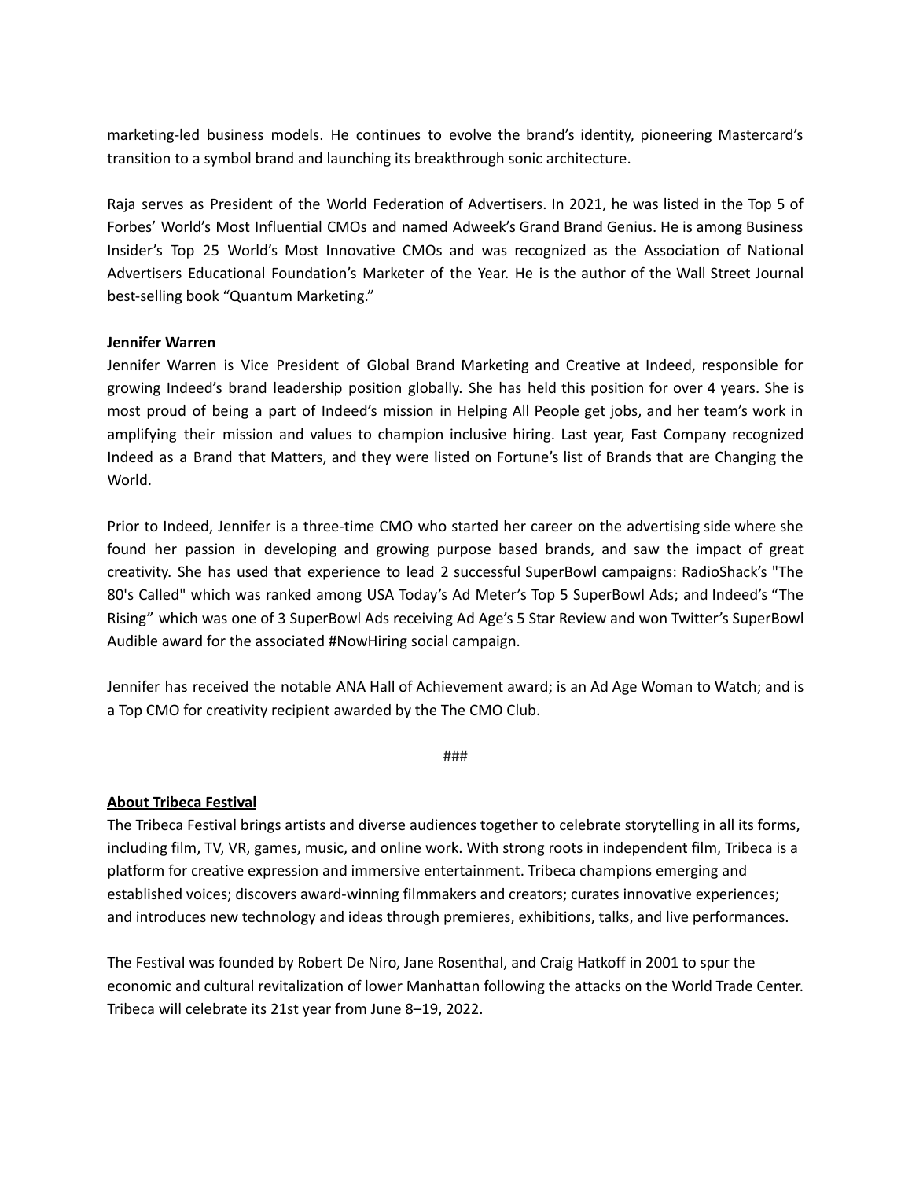marketing-led business models. He continues to evolve the brand's identity, pioneering Mastercard's transition to a symbol brand and launching its breakthrough sonic architecture.

Raja serves as President of the World Federation of Advertisers. In 2021, he was listed in the Top 5 of Forbes' World's Most Influential CMOs and named Adweek's Grand Brand Genius. He is among Business Insider's Top 25 World's Most Innovative CMOs and was recognized as the Association of National Advertisers Educational Foundation's Marketer of the Year. He is the author of the Wall Street Journal best-selling book "Quantum Marketing."

**Jennifer Warren**

Jennifer Warren is Vice President of Global Brand Marketing and Creative at Indeed, responsible for growing Indeed's brand leadership position globally. She has held this position for over 4 years. She is most proud of being a part of Indeed's mission in Helping All People get jobs, and her team's work in amplifying their mission and values to champion inclusive hiring. Last year, Fast Company recognized Indeed as a Brand that Matters, and they were listed on Fortune's list of Brands that are Changing the World.

Prior to Indeed, Jennifer is a three-time CMO who started her career on the advertising side where she found her passion in developing and growing purpose based brands, and saw the impact of great creativity. She has used that experience to lead 2 successful SuperBowl campaigns: RadioShack's "The 80's Called" which was ranked among USA Today's Ad Meter's Top 5 SuperBowl Ads; and Indeed's "The Rising" which was one of 3 SuperBowl Ads receiving Ad Age's 5 Star Review and won Twitter's SuperBowl Audible award for the associated #NowHiring social campaign.

Jennifer has received the notable ANA Hall of Achievement award; is an Ad Age Woman to Watch; and is a Top CMO for creativity recipient awarded by the The CMO Club.

###

**<u>About Tribeca Festival</u>**

The Tribeca Festival brings artists and diverse audiences together to celebrate storytelling in all its forms, including film, TV, VR, games, music, and online work. With strong roots in independent film, Tribeca is a platform for creative expression and immersive entertainment. Tribeca champions emerging and established voices; discovers award-winning filmmakers and creators; curates innovative experiences; and introduces new technology and ideas through premieres, exhibitions, talks, and live performances.

The Festival was founded by Robert De Niro, Jane Rosenthal, and Craig Hatkoff in 2001 to spur the economic and cultural revitalization of lower Manhattan following the attacks on the World Trade Center. Tribeca will celebrate its 21st year from June 8–19, 2022.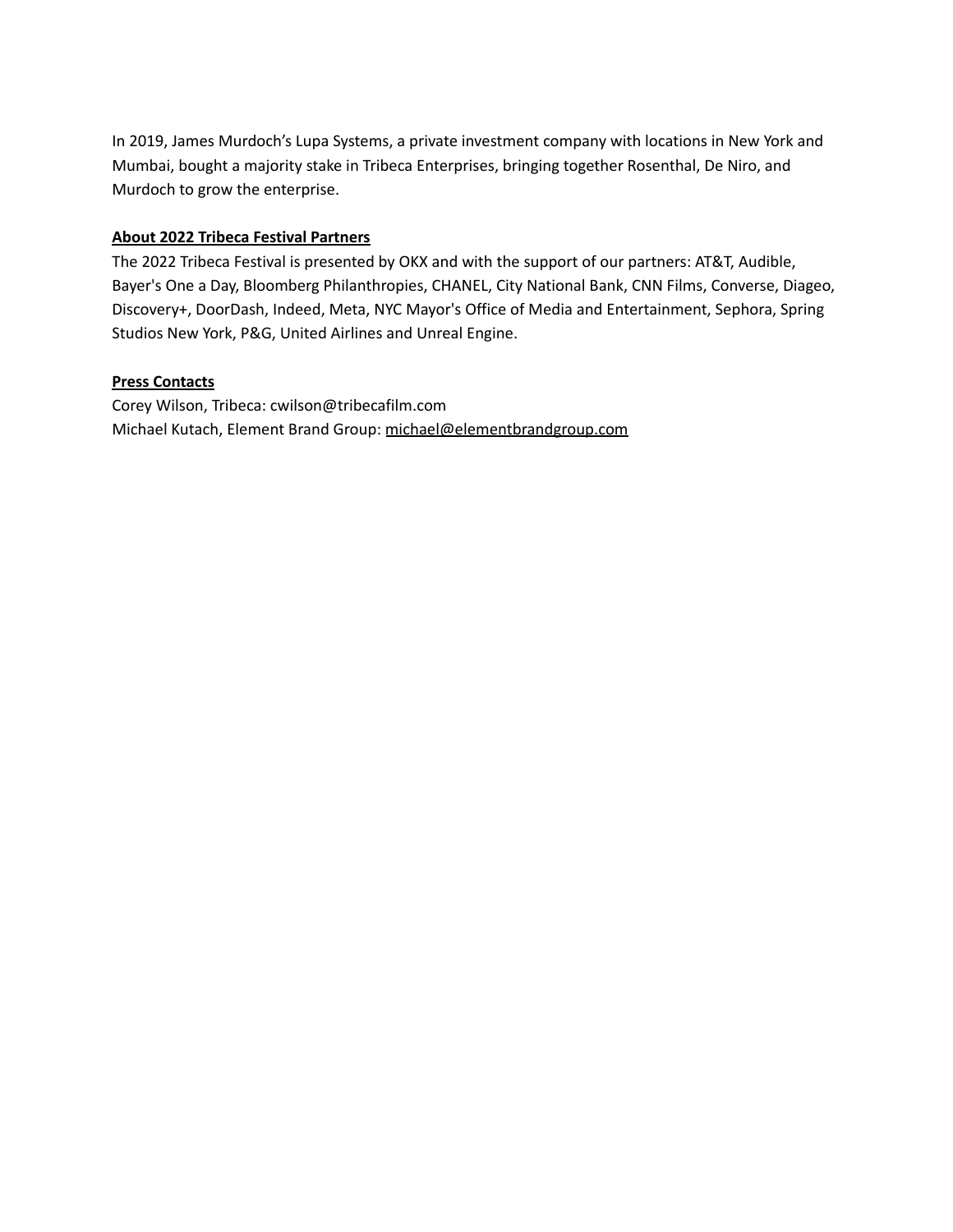In 2019, James Murdoch's Lupa Systems, a private investment company with locations in New York and Mumbai, bought a majority stake in Tribeca Enterprises, bringing together Rosenthal, De Niro, and Murdoch to grow the enterprise.

**About 2022 Tribeca Festival Partners**

The 2022 Tribeca Festival is presented by OKX and with the support of our partners: AT&T, Audible, Bayer's One a Day, Bloomberg Philanthropies, CHANEL, City National Bank, CNN Films, Converse, Diageo, Discovery+, DoorDash, Indeed, Meta, NYC Mayor's Office of Media and Entertainment, Sephora, Spring Studios New York, P&G, United Airlines and Unreal Engine.

**Press Contacts**

Corey Wilson, Tribeca: cwilson@tribecafilm.com
Michael Kutach, Element Brand Group: michael@elementbrandgroup.com